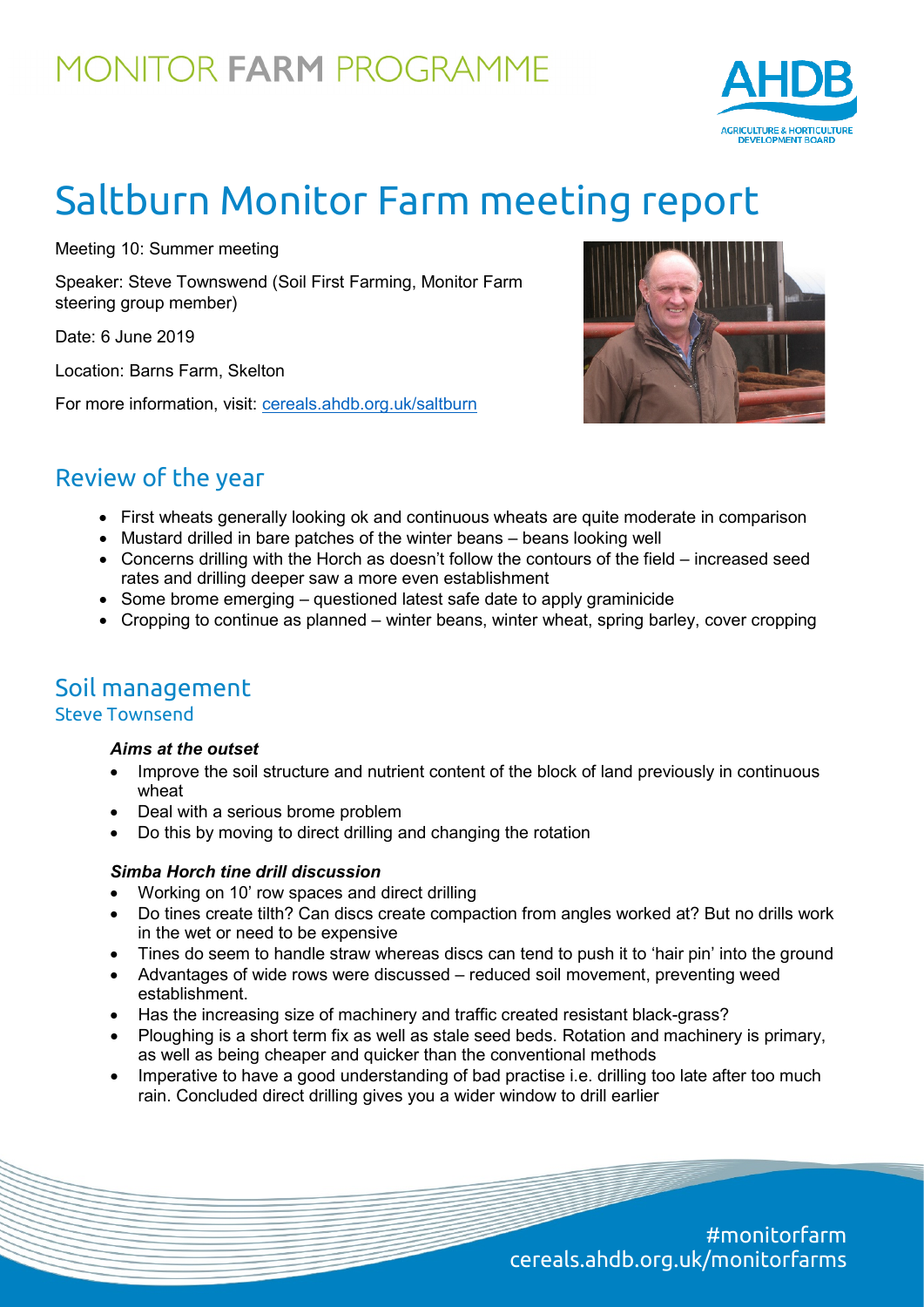# MONITOR FARM PROGRAMME

# Saltburn Monitor Farm meeting report

Meeting 10: Summer meeting

Speaker: Steve Townswend (Soil First Farming, Monitor Farm steering group member)

Date: 6 June 2019

Location: Barns Farm, Skelton

For more information, visit: cereals.ahdb.org.uk/saltburn

## Review of the year

- First wheats generally looking ok and continuous wheats are quite moderate in comparison
- Mustard drilled in bare patches of the winter beans – beans looking well
- Concerns drilling with the Horch as doesn't follow the contours of the field – increased seed rates and drilling deeper saw a more even establishment
- Some brome emerging – questioned latest safe date to apply graminicide
- Cropping to continue as planned – winter beans, winter wheat, spring barley, cover cropping

## Soil management

### Steve Townsend

#### *Aims at the outset*

- Improve the soil structure and nutrient content of the block of land previously in continuous wheat
- Deal with a serious brome problem
- Do this by moving to direct drilling and changing the rotation

#### *Simba Horch tine drill discussion*

- Working on 10' row spaces and direct drilling
- Do tines create tilth? Can discs create compaction from angles worked at? But no drills work in the wet or need to be expensive
- Tines do seem to handle straw whereas discs can tend to push it to 'hair pin' into the ground
- Advantages of wide rows were discussed – reduced soil movement, preventing weed establishment.
- Has the increasing size of machinery and traffic created resistant black-grass?
- Ploughing is a short term fix as well as stale seed beds. Rotation and machinery is primary, as well as being cheaper and quicker than the conventional methods
- Imperative to have a good understanding of bad practise i.e. drilling too late after too much rain. Concluded direct drilling gives you a wider window to drill earlier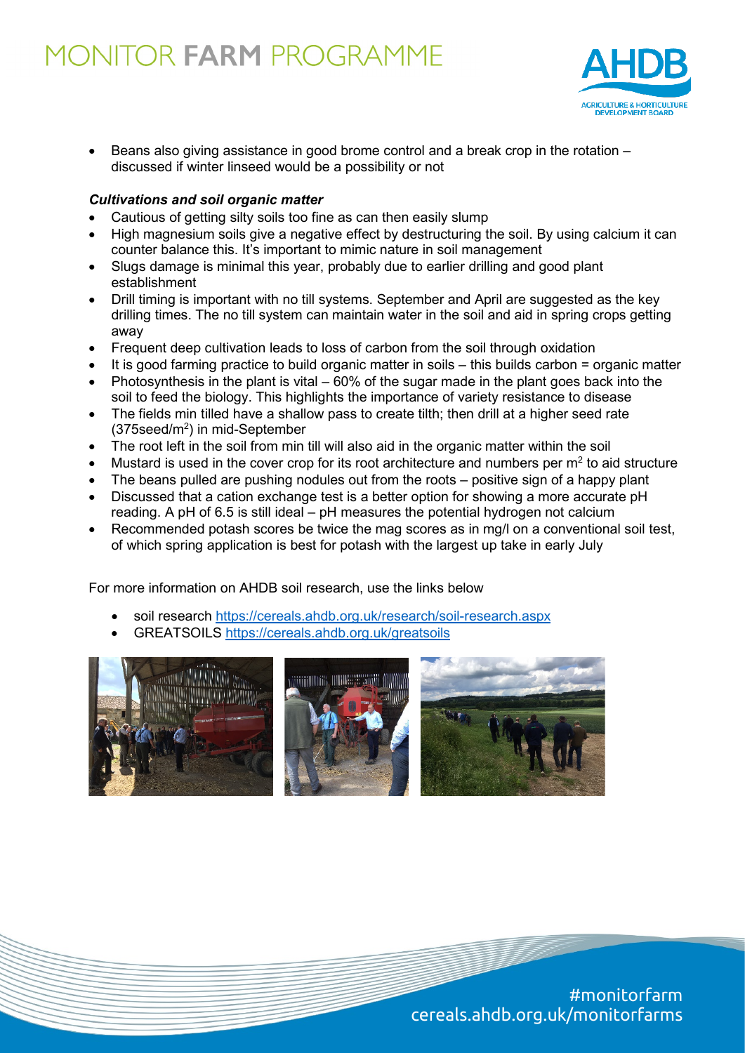- Beans also giving assistance in good brome control and a break crop in the rotation – discussed if winter linseed would be a possibility or not

***Cultivations and soil organic matter***

- Cautious of getting silty soils too fine as can then easily slump
- High magnesium soils give a negative effect by destructuring the soil. By using calcium it can counter balance this. It's important to mimic nature in soil management
- Slugs damage is minimal this year, probably due to earlier drilling and good plant establishment
- Drill timing is important with no till systems. September and April are suggested as the key drilling times. The no till system can maintain water in the soil and aid in spring crops getting away
- Frequent deep cultivation leads to loss of carbon from the soil through oxidation
- It is good farming practice to build organic matter in soils – this builds carbon = organic matter
- Photosynthesis in the plant is vital – 60% of the sugar made in the plant goes back into the soil to feed the biology. This highlights the importance of variety resistance to disease
- The fields min tilled have a shallow pass to create tilth; then drill at a higher seed rate (375seed/$m^2$) in mid-September
- The root left in the soil from min till will also aid in the organic matter within the soil
- Mustard is used in the cover crop for its root architecture and numbers per $m^2$ to aid structure
- The beans pulled are pushing nodules out from the roots – positive sign of a happy plant
- Discussed that a cation exchange test is a better option for showing a more accurate pH reading. A pH of 6.5 is still ideal – pH measures the potential hydrogen not calcium
- Recommended potash scores be twice the mag scores as in mg/l on a conventional soil test, of which spring application is best for potash with the largest up take in early July

For more information on AHDB soil research, use the links below

- soil research https://cereals.ahdb.org.uk/research/soil-research.aspx
- GREATSOILS https://cereals.ahdb.org.uk/greatsoils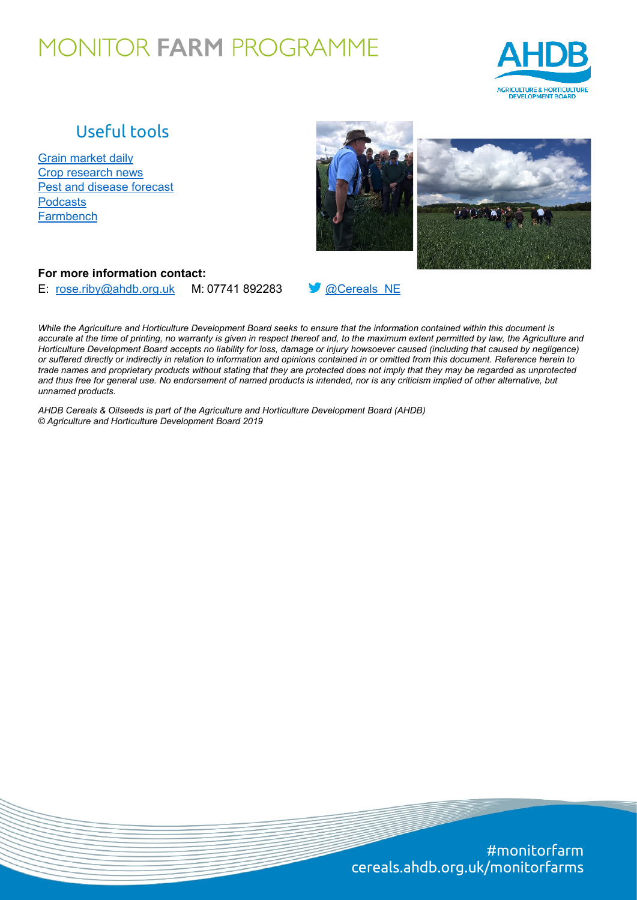# MONITOR FARM PROGRAMME

## Useful tools

[Grain market daily](#)
[Crop research news](#)
[Pest and disease forecast](#)
[Podcasts](#)
[Farmbench](#)

**For more information contact:**

E: rose.riby@ahdb.org.uk M: 07741 892283 @Cereals_NE

*While the Agriculture and Horticulture Development Board seeks to ensure that the information contained within this document is accurate at the time of printing, no warranty is given in respect thereof and, to the maximum extent permitted by law, the Agriculture and Horticulture Development Board accepts no liability for loss, damage or injury howsoever caused (including that caused by negligence) or suffered directly or indirectly in relation to information and opinions contained in or omitted from this document. Reference herein to trade names and proprietary products without stating that they are protected does not imply that they may be regarded as unprotected and thus free for general use. No endorsement of named products is intended, nor is any criticism implied of other alternative, but unnamed products.*

*AHDB Cereals & Oilseeds is part of the Agriculture and Horticulture Development Board (AHDB)*
*© Agriculture and Horticulture Development Board 2019*

#monitorfarm
cereals.ahdb.org.uk/monitorfarms